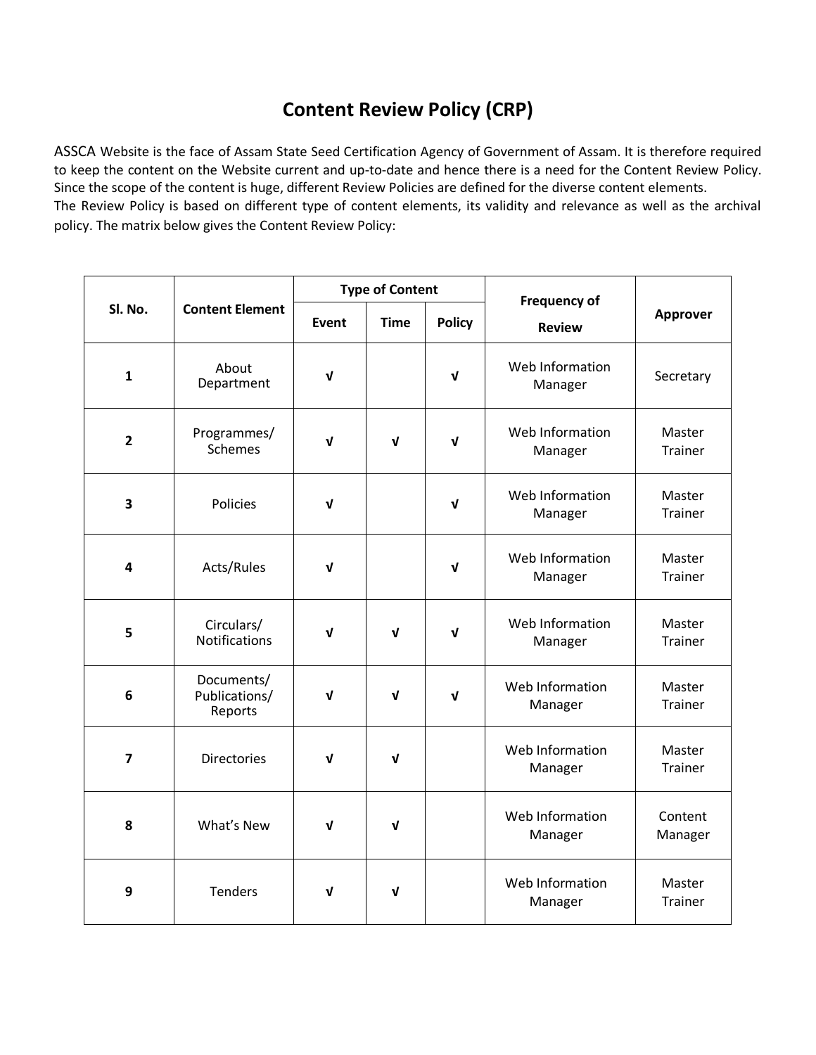# Content Review Policy (CRP)

ASSCA Website is the face of Assam State Seed Certification Agency of Government of Assam. It is therefore required to keep the content on the Website current and up-to-date and hence there is a need for the Content Review Policy. Since the scope of the content is huge, different Review Policies are defined for the diverse content elements.
The Review Policy is based on different type of content elements, its validity and relevance as well as the archival policy. The matrix below gives the Content Review Policy:

| Sl. No. | Content Element | Type of Content | | | Frequency of Review | Approver |
|---|---|---|---|---|---|---|
| | | Event | Time | Policy | | |
| 1 | About Department | √ | | √ | Web Information Manager | Secretary |
| 2 | Programmes/ Schemes | √ | √ | √ | Web Information Manager | Master Trainer |
| 3 | Policies | √ | | √ | Web Information Manager | Master Trainer |
| 4 | Acts/Rules | √ | | √ | Web Information Manager | Master Trainer |
| 5 | Circulars/ Notifications | √ | √ | √ | Web Information Manager | Master Trainer |
| 6 | Documents/ Publications/ Reports | √ | √ | √ | Web Information Manager | Master Trainer |
| 7 | Directories | √ | √ | | Web Information Manager | Master Trainer |
| 8 | What's New | √ | √ | | Web Information Manager | Content Manager |
| 9 | Tenders | √ | √ | | Web Information Manager | Master Trainer |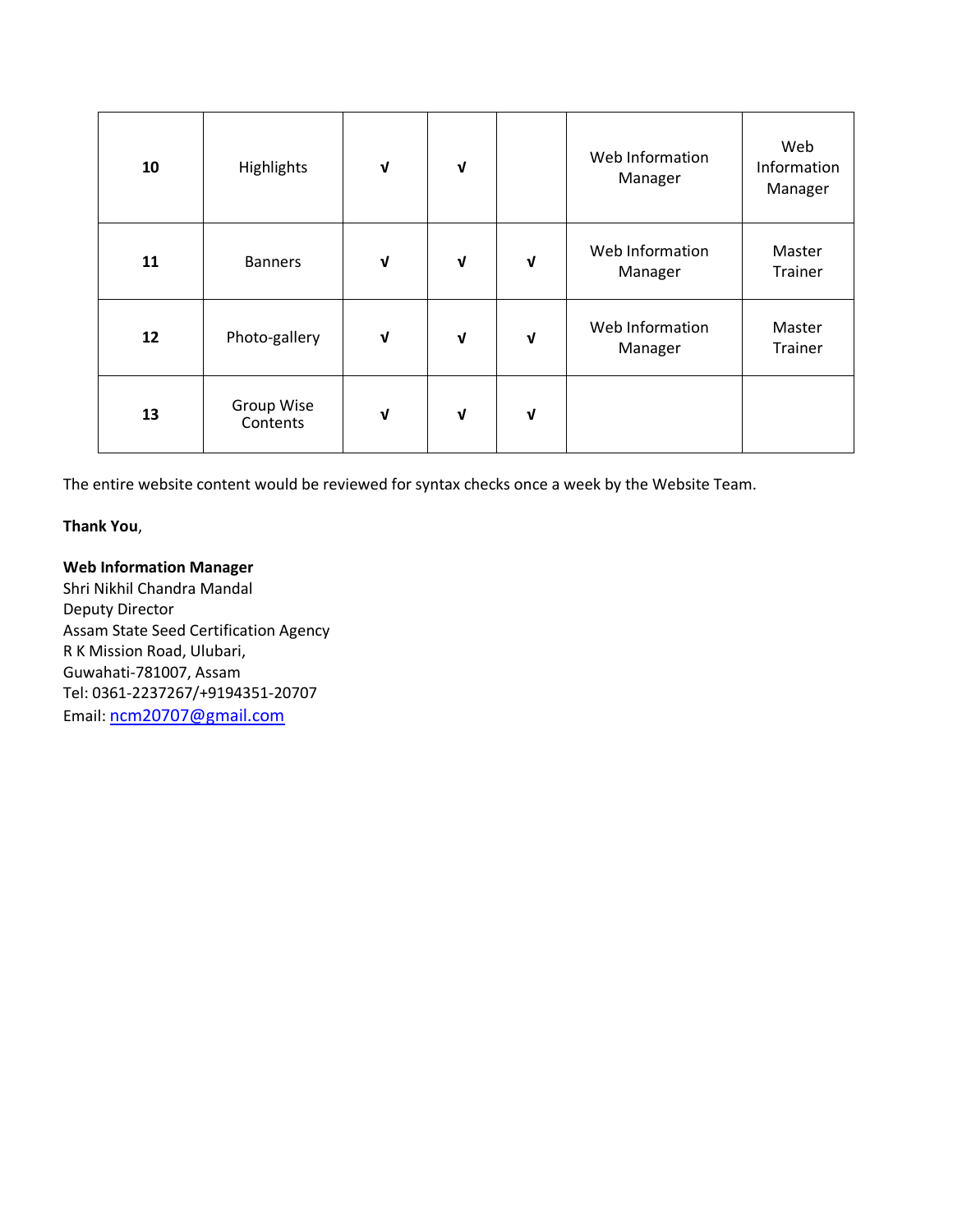| | | | | | | |
|---|---|---|---|---|---|---|
| **10** | Highlights | √ | √ | | Web Information Manager | Web Information Manager |
| **11** | Banners | √ | √ | √ | Web Information Manager | Master Trainer |
| **12** | Photo-gallery | √ | √ | √ | Web Information Manager | Master Trainer |
| **13** | Group Wise Contents | √ | √ | √ | | |

The entire website content would be reviewed for syntax checks once a week by the Website Team.

**Thank You**,

**Web Information Manager**
Shri Nikhil Chandra Mandal
Deputy Director
Assam State Seed Certification Agency
R K Mission Road, Ulubari,
Guwahati-781007, Assam
Tel: 0361-2237267/+9194351-20707
Email: ncm20707@gmail.com